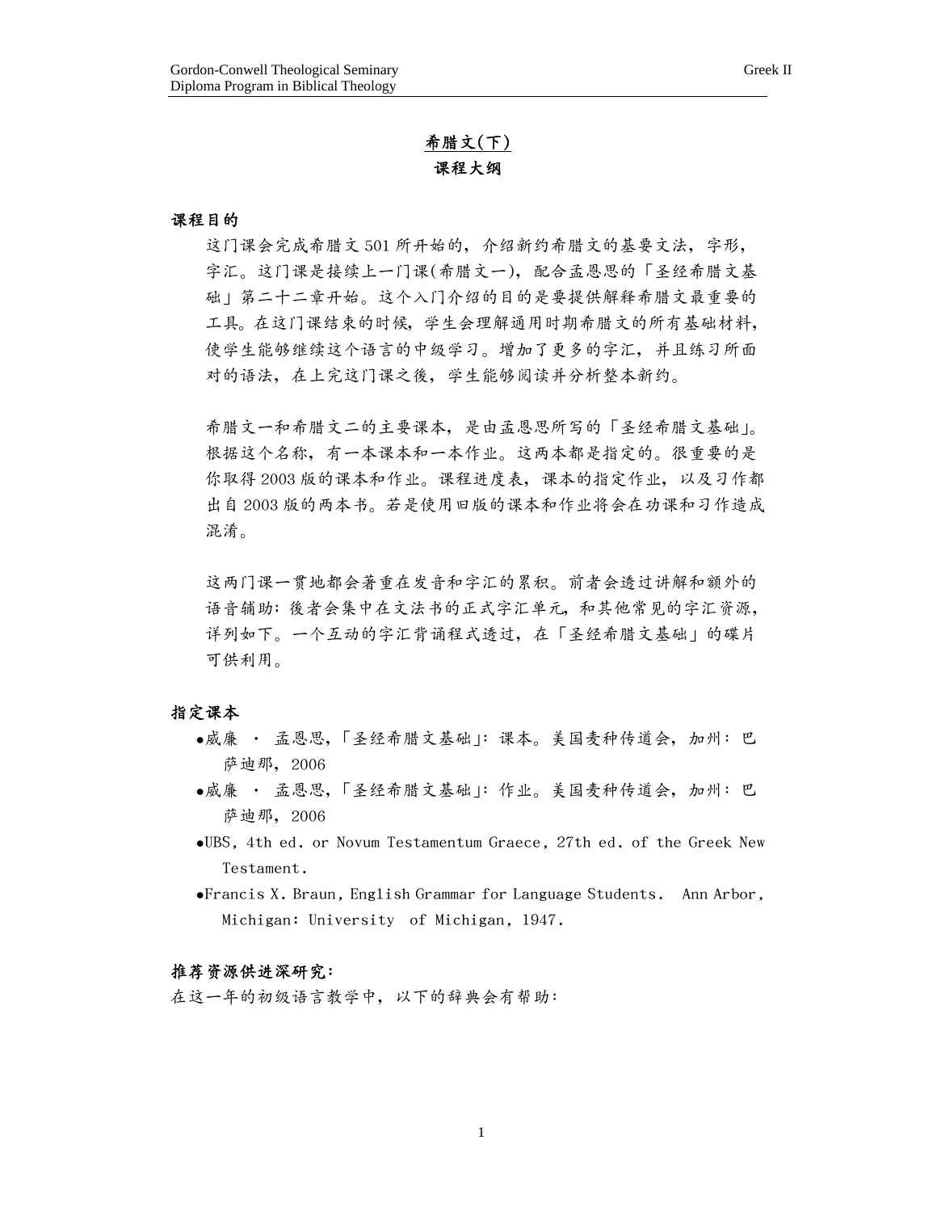# 希腊文(下)

## 课程大纲

### 课程目的

这门课会完成希腊文 501 所开始的，介绍新约希腊文的基要文法，字形，字汇。这门课是接续上一门课(希腊文一)，配合孟恩思的「圣经希腊文基础」第二十二章开始。这个入门介绍的目的是要提供解释希腊文最重要的工具。在这门课结束的时候，学生会理解通用时期希腊文的所有基础材料，使学生能够继续这个语言的中级学习。增加了更多的字汇，并且练习所面对的语法，在上完这门课之後，学生能够阅读并分析整本新约。

希腊文一和希腊文二的主要课本，是由孟恩思所写的「圣经希腊文基础」。根据这个名称，有一本课本和一本作业。这两本都是指定的。很重要的是你取得 2003 版的课本和作业。课程进度表，课本的指定作业，以及习作都出自 2003 版的两本书。若是使用旧版的课本和作业将会在功课和习作造成混淆。

这两门课一贯地都会著重在发音和字汇的累积。前者会透过讲解和额外的语音辅助；後者会集中在文法书的正式字汇单元，和其他常见的字汇资源，详列如下。一个互动的字汇背诵程式透过，在「圣经希腊文基础」的碟片可供利用。

### 指定课本

- 威廉 · 孟恩思，「圣经希腊文基础」：课本。美国麦种传道会，加州：巴萨迪那，2006
- 威廉 · 孟恩思，「圣经希腊文基础」：作业。美国麦种传道会，加州：巴萨迪那，2006
- UBS, 4th ed. or Novum Testamentum Graece, 27th ed. of the Greek New Testament.
- Francis X. Braun, English Grammar for Language Students. Ann Arbor, Michigan: University of Michigan, 1947.

### 推荐资源供进深研究：

在这一年的初级语言教学中，以下的辞典会有帮助：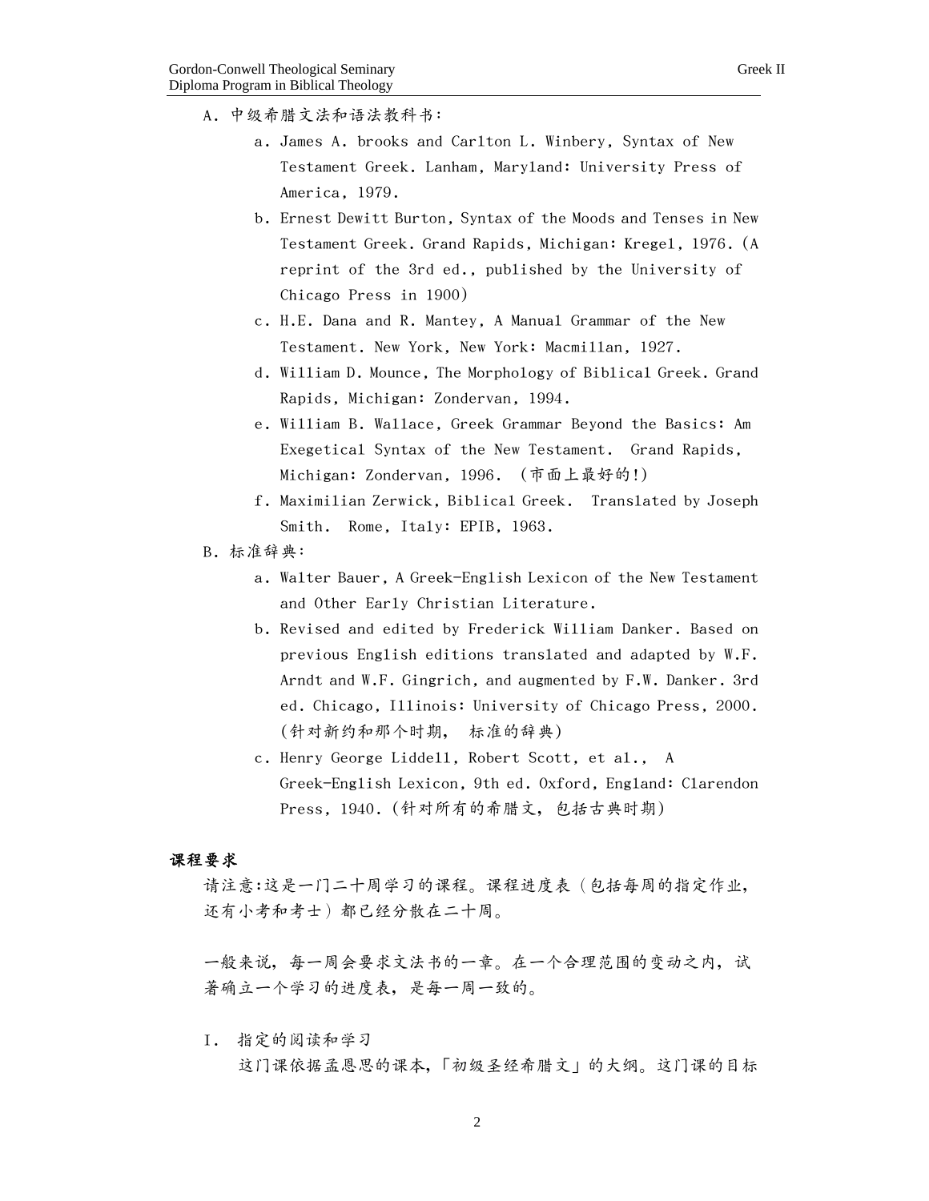A．中级希腊文法和语法教科书：

a．James A. brooks and Carlton L. Winbery, Syntax of New Testament Greek. Lanham, Maryland: University Press of America, 1979.

b．Ernest Dewitt Burton, Syntax of the Moods and Tenses in New Testament Greek. Grand Rapids, Michigan: Kregel, 1976.（A reprint of the 3rd ed., published by the University of Chicago Press in 1900）

c．H.E. Dana and R. Mantey, A Manual Grammar of the New Testament. New York, New York: Macmillan, 1927.

d．William D. Mounce, The Morphology of Biblical Greek. Grand Rapids, Michigan: Zondervan, 1994.

e．William B. Wallace, Greek Grammar Beyond the Basics: Am Exegetical Syntax of the New Testament. Grand Rapids, Michigan: Zondervan, 1996. （市面上最好的!）

f．Maximilian Zerwick, Biblical Greek. Translated by Joseph Smith. Rome, Italy: EPIB, 1963.

B．标准辞典：

a．Walter Bauer, A Greek-English Lexicon of the New Testament and Other Early Christian Literature.

b．Revised and edited by Frederick William Danker. Based on previous English editions translated and adapted by W.F. Arndt and W.F. Gingrich, and augmented by F.W. Danker. 3rd ed. Chicago, Illinois: University of Chicago Press, 2000.（针对新约和那个时期， 标准的辞典）

c．Henry George Liddell, Robert Scott, et al., A Greek-English Lexicon, 9th ed. Oxford, England: Clarendon Press, 1940.（针对所有的希腊文，包括古典时期）

**课程要求**

请注意:这是一门二十周学习的课程。课程进度表（包括每周的指定作业，还有小考和考士）都已经分散在二十周。

一般来说，每一周会要求文法书的一章。在一个合理范围的变动之内，试著确立一个学习的进度表，是每一周一致的。

I． 指定的阅读和学习

这门课依据孟恩思的课本,「初级圣经希腊文」的大纲。这门课的目标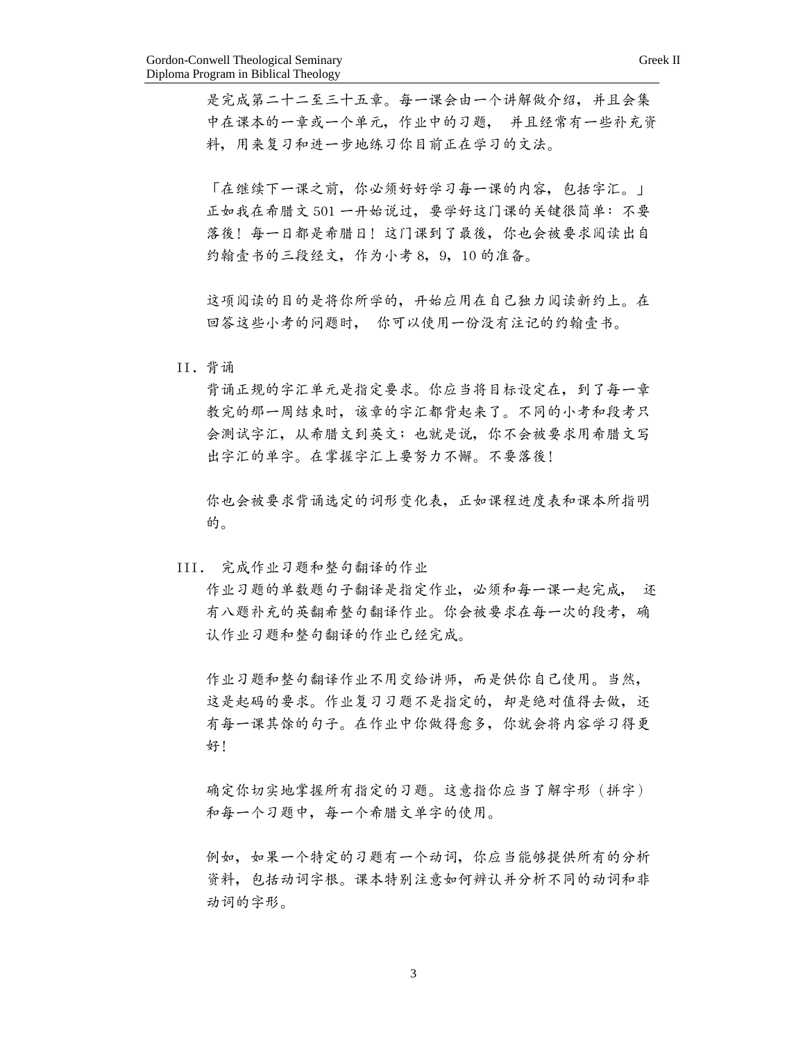是完成第二十二至三十五章。每一课会由一个讲解做介绍，并且会集中在课本的一章或一个单元，作业中的习题， 并且经常有一些补充资料，用来复习和进一步地练习你目前正在学习的文法。

「在继续下一课之前，你必须好好学习每一课的内容，包括字汇。」正如我在希腊文 501 一开始说过，要学好这门课的关键很简单：不要落後！每一日都是希腊日！这门课到了最後，你也会被要求阅读出自约翰壹书的三段经文，作为小考 8，9，10 的准备。

这项阅读的目的是将你所学的，开始应用在自己独力阅读新约上。在回答这些小考的问题时， 你可以使用一份没有注记的约翰壹书。

II. 背诵

背诵正规的字汇单元是指定要求。你应当将目标设定在，到了每一章教完的那一周结束时，该章的字汇都背起来了。不同的小考和段考只会测试字汇，从希腊文到英文；也就是说，你不会被要求用希腊文写出字汇的单字。在掌握字汇上要努力不懈。不要落後！

你也会被要求背诵选定的词形变化表，正如课程进度表和课本所指明的。

III. 完成作业习题和整句翻译的作业

作业习题的单数题句子翻译是指定作业，必须和每一课一起完成， 还有八题补充的英翻希整句翻译作业。你会被要求在每一次的段考，确认作业习题和整句翻译的作业已经完成。

作业习题和整句翻译作业不用交给讲师，而是供你自己使用。当然，这是起码的要求。作业复习习题不是指定的，却是绝对值得去做，还有每一课其馀的句子。在作业中你做得愈多，你就会将内容学习得更好！

确定你切实地掌握所有指定的习题。这意指你应当了解字形（拼字）和每一个习题中，每一个希腊文单字的使用。

例如，如果一个特定的习题有一个动词，你应当能够提供所有的分析资料，包括动词字根。课本特别注意如何辨认并分析不同的动词和非动词的字形。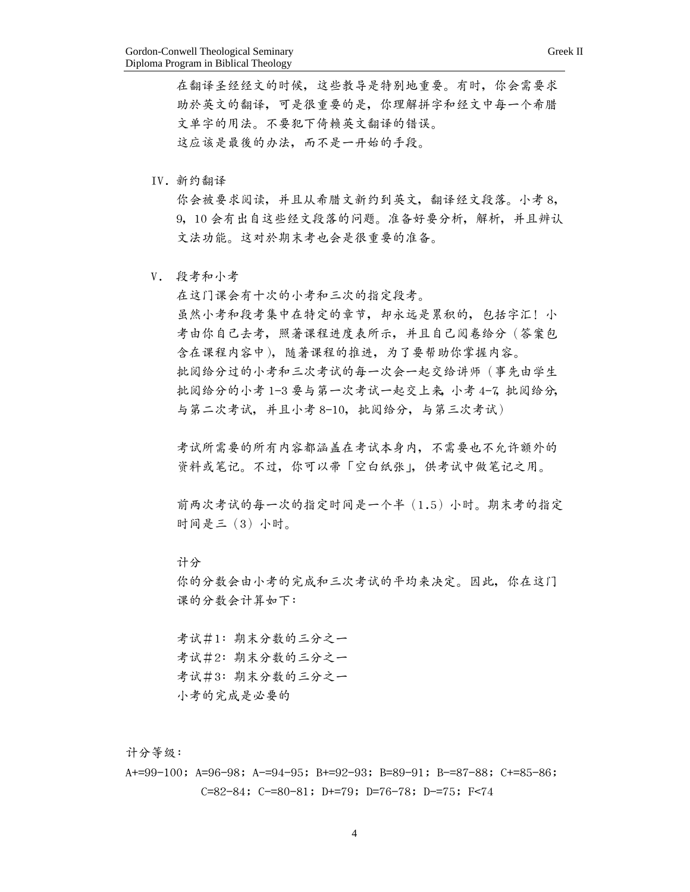在翻译圣经经文的时候，这些教导是特别地重要。有时，你会需要求助於英文的翻译，可是很重要的是，你理解拼字和经文中每一个希腊文单字的用法。不要犯下倚赖英文翻译的错误。
这应该是最後的办法，而不是一开始的手段。

## IV. 新约翻译

你会被要求阅读，并且从希腊文新约到英文，翻译经文段落。小考 8，9，10 会有出自这些经文段落的问题。准备好要分析，解析，并且辨认文法功能。这对於期末考也会是很重要的准备。

## V. 段考和小考

在这门课会有十次的小考和三次的指定段考。
虽然小考和段考集中在特定的章节，却永远是累积的，包括字汇！小考由你自己去考，照著课程进度表所示，并且自己阅卷给分（答案包含在课程内容中），随著课程的推进，为了要帮助你掌握内容。
批阅给分过的小考和三次考试的每一次会一起交给讲师（事先由学生批阅给分的小考 1-3 要与第一次考试一起交上来，小考 4-7，批阅给分，与第二次考试，并且小考 8-10，批阅给分，与第三次考试）

考试所需要的所有内容都涵盖在考试本身内，不需要也不允许额外的资料或笔记。不过，你可以带「空白纸张」，供考试中做笔记之用。

前两次考试的每一次的指定时间是一个半（1.5）小时。期末考的指定时间是三（3）小时。

计分

你的分数会由小考的完成和三次考试的平均来决定。因此，你在这门课的分数会计算如下：

考试＃1：期末分数的三分之一
考试＃2：期末分数的三分之一
考试＃3：期末分数的三分之一
小考的完成是必要的

计分等级：

A+=99-100；A=96-98；A-=94-95；B+=92-93；B=89-91；B-=87-88；C+=85-86；C=82-84；C-=80-81；D+=79；D=76-78；D-=75；F<74